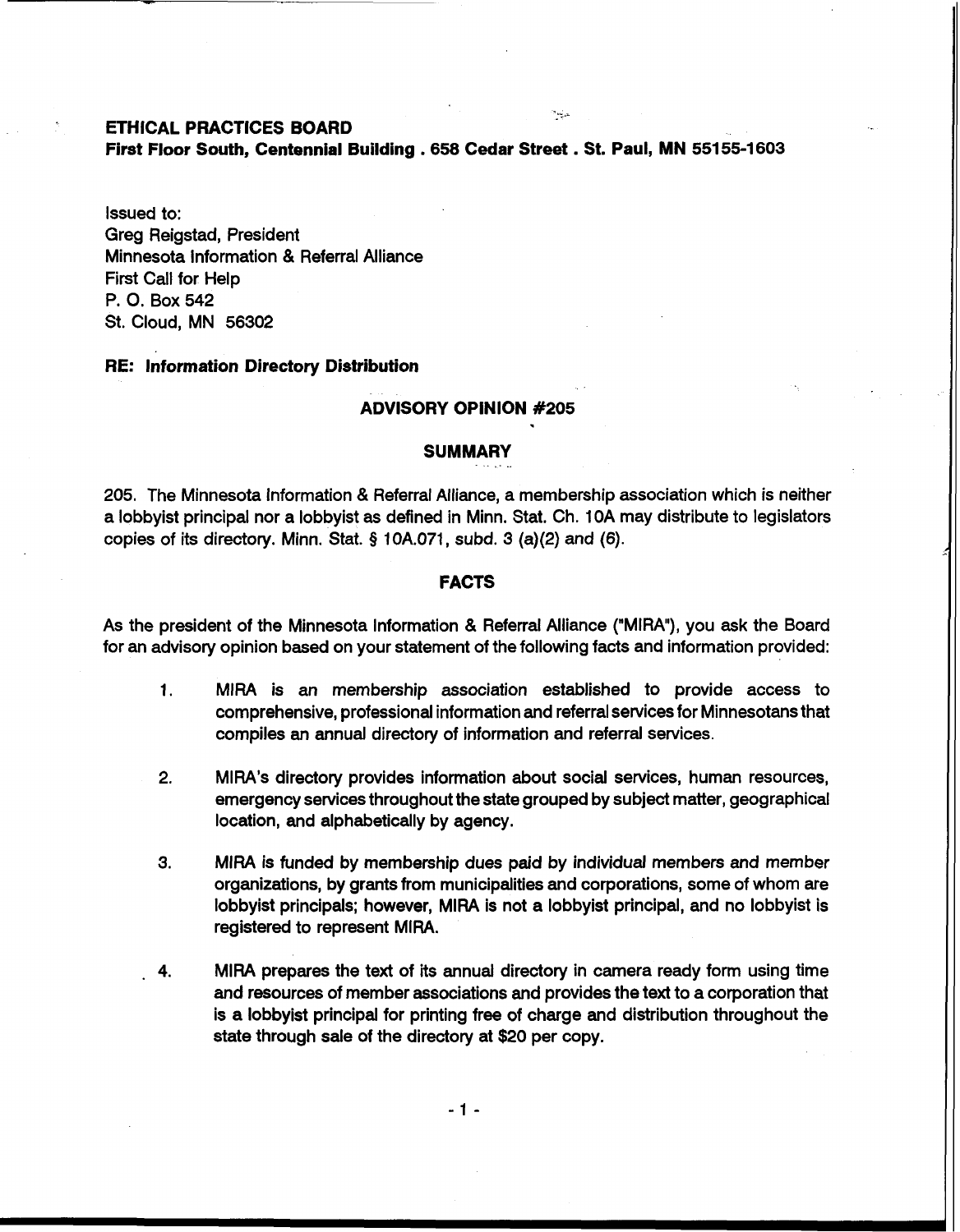**ETHICAL PRACTICES BOARD**
**First Floor South, Centennial Building . 658 Cedar Street . St. Paul, MN 55155-1603**

Issued to:
Greg Reigstad, President
Minnesota Information & Referral Alliance
First Call for Help
P. O. Box 542
St. Cloud, MN 56302

**RE: Information Directory Distribution**

## ADVISORY OPINION #205

### SUMMARY

205. The Minnesota Information & Referral Alliance, a membership association which is neither a lobbyist principal nor a lobbyist as defined in Minn. Stat. Ch. 10A may distribute to legislators copies of its directory. Minn. Stat. § 10A.071, subd. 3 (a)(2) and (6).

### FACTS

As the president of the Minnesota Information & Referral Alliance ("MIRA"), you ask the Board for an advisory opinion based on your statement of the following facts and information provided:

1. MIRA is an membership association established to provide access to comprehensive, professional information and referral services for Minnesotans that compiles an annual directory of information and referral services.

2. MIRA's directory provides information about social services, human resources, emergency services throughout the state grouped by subject matter, geographical location, and alphabetically by agency.

3. MIRA is funded by membership dues paid by individual members and member organizations, by grants from municipalities and corporations, some of whom are lobbyist principals; however, MIRA is not a lobbyist principal, and no lobbyist is registered to represent MIRA.

4. MIRA prepares the text of its annual directory in camera ready form using time and resources of member associations and provides the text to a corporation that is a lobbyist principal for printing free of charge and distribution throughout the state through sale of the directory at $20 per copy.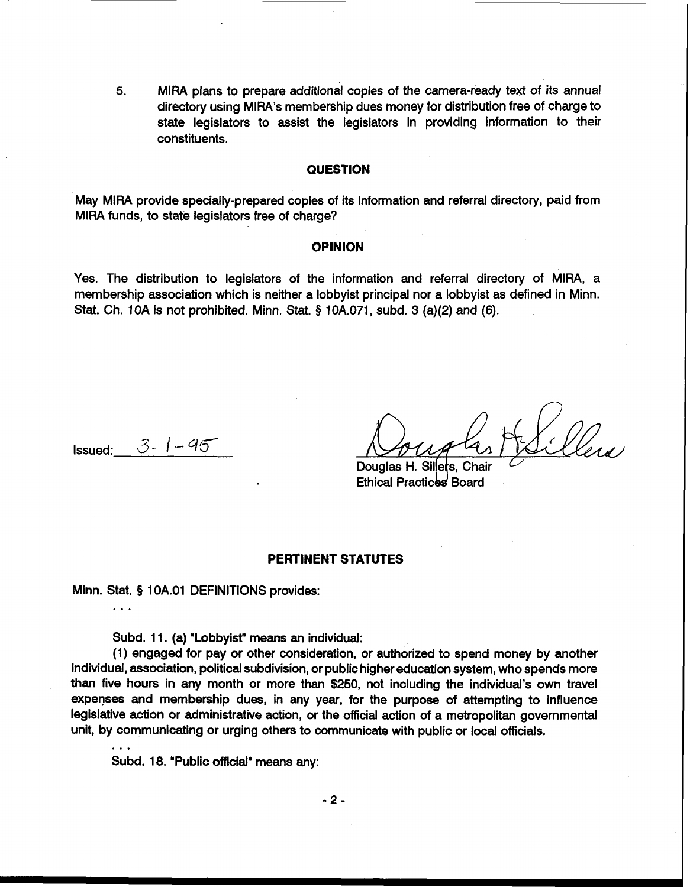5. MIRA plans to prepare additional copies of the camera-ready text of its annual directory using MIRA's membership dues money for distribution free of charge to state legislators to assist the legislators in providing information to their constituents.

## QUESTION

May MIRA provide specially-prepared copies of its information and referral directory, paid from MIRA funds, to state legislators free of charge?

## OPINION

Yes. The distribution to legislators of the information and referral directory of MIRA, a membership association which is neither a lobbyist principal nor a lobbyist as defined in Minn. Stat. Ch. 10A is not prohibited. Minn. Stat. § 10A.071, subd. 3 (a)(2) and (6).

Issued: 3-1-95

Douglas H. Sillers, Chair
Ethical Practices Board

## PERTINENT STATUTES

Minn. Stat. § 10A.01 DEFINITIONS provides:

. . .

Subd. 11. (a) "Lobbyist" means an individual:

(1) engaged for pay or other consideration, or authorized to spend money by another individual, association, political subdivision, or public higher education system, who spends more than five hours in any month or more than $250, not including the individual's own travel expenses and membership dues, in any year, for the purpose of attempting to influence legislative action or administrative action, or the official action of a metropolitan governmental unit, by communicating or urging others to communicate with public or local officials.

. . .

Subd. 18. "Public official" means any: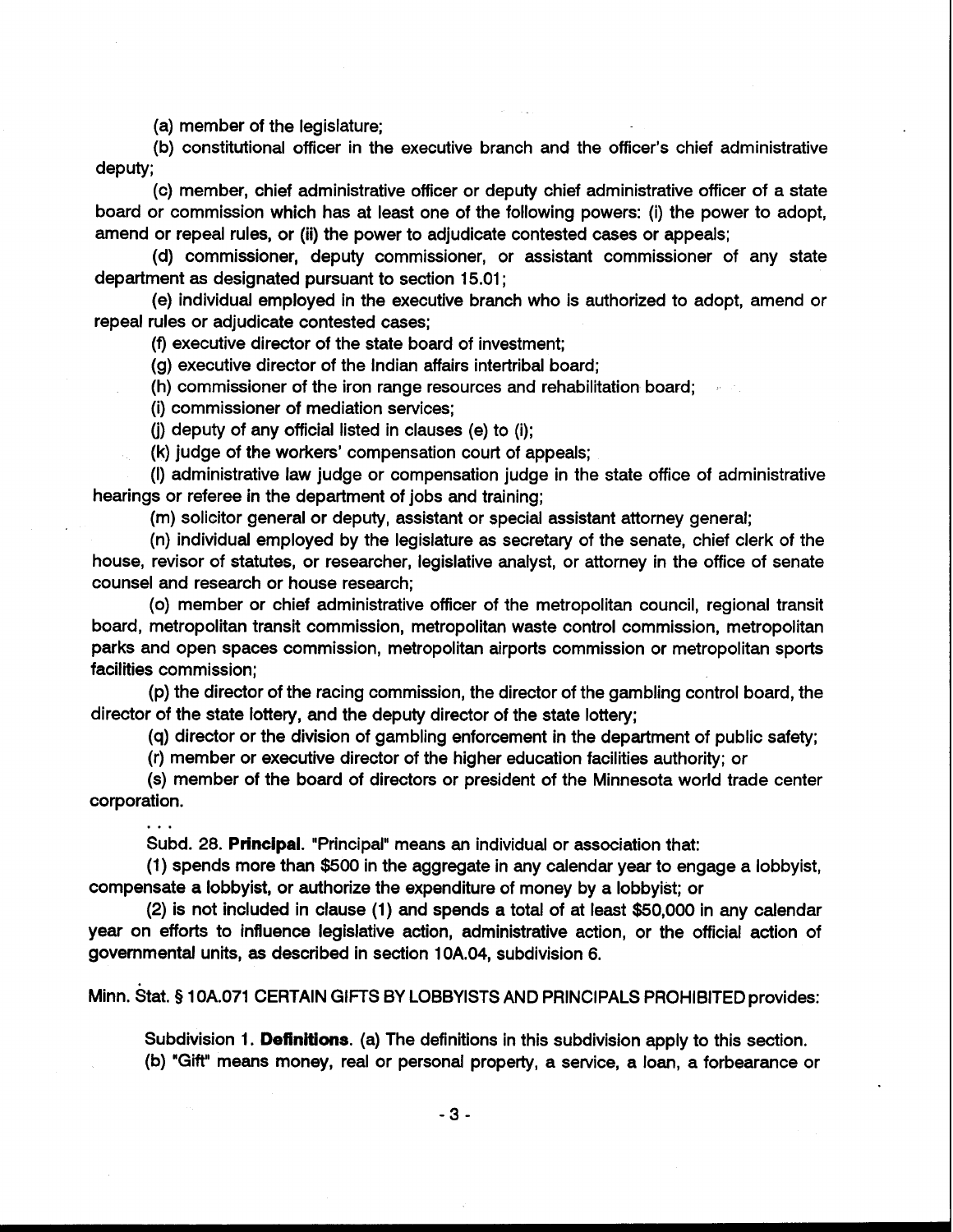(a) member of the legislature;

(b) constitutional officer in the executive branch and the officer's chief administrative deputy;

(c) member, chief administrative officer or deputy chief administrative officer of a state board or commission which has at least one of the following powers: (i) the power to adopt, amend or repeal rules, or (ii) the power to adjudicate contested cases or appeals;

(d) commissioner, deputy commissioner, or assistant commissioner of any state department as designated pursuant to section 15.01;

(e) individual employed in the executive branch who is authorized to adopt, amend or repeal rules or adjudicate contested cases;

(f) executive director of the state board of investment;

(g) executive director of the Indian affairs intertribal board;

(h) commissioner of the iron range resources and rehabilitation board;

(i) commissioner of mediation services;

(j) deputy of any official listed in clauses (e) to (i);

(k) judge of the workers' compensation court of appeals;

(l) administrative law judge or compensation judge in the state office of administrative hearings or referee in the department of jobs and training;

(m) solicitor general or deputy, assistant or special assistant attorney general;

(n) individual employed by the legislature as secretary of the senate, chief clerk of the house, revisor of statutes, or researcher, legislative analyst, or attorney in the office of senate counsel and research or house research;

(o) member or chief administrative officer of the metropolitan council, regional transit board, metropolitan transit commission, metropolitan waste control commission, metropolitan parks and open spaces commission, metropolitan airports commission or metropolitan sports facilities commission;

(p) the director of the racing commission, the director of the gambling control board, the director of the state lottery, and the deputy director of the state lottery;

(q) director or the division of gambling enforcement in the department of public safety;

(r) member or executive director of the higher education facilities authority; or

(s) member of the board of directors or president of the Minnesota world trade center corporation.

. . .

Subd. 28. **Principal.** "Principal" means an individual or association that:

(1) spends more than $500 in the aggregate in any calendar year to engage a lobbyist, compensate a lobbyist, or authorize the expenditure of money by a lobbyist; or

(2) is not included in clause (1) and spends a total of at least $50,000 in any calendar year on efforts to influence legislative action, administrative action, or the official action of governmental units, as described in section 10A.04, subdivision 6.

Minn. Stat. § 10A.071 CERTAIN GIFTS BY LOBBYISTS AND PRINCIPALS PROHIBITED provides:

Subdivision 1. **Definitions**. (a) The definitions in this subdivision apply to this section.

(b) "Gift" means money, real or personal property, a service, a loan, a forbearance or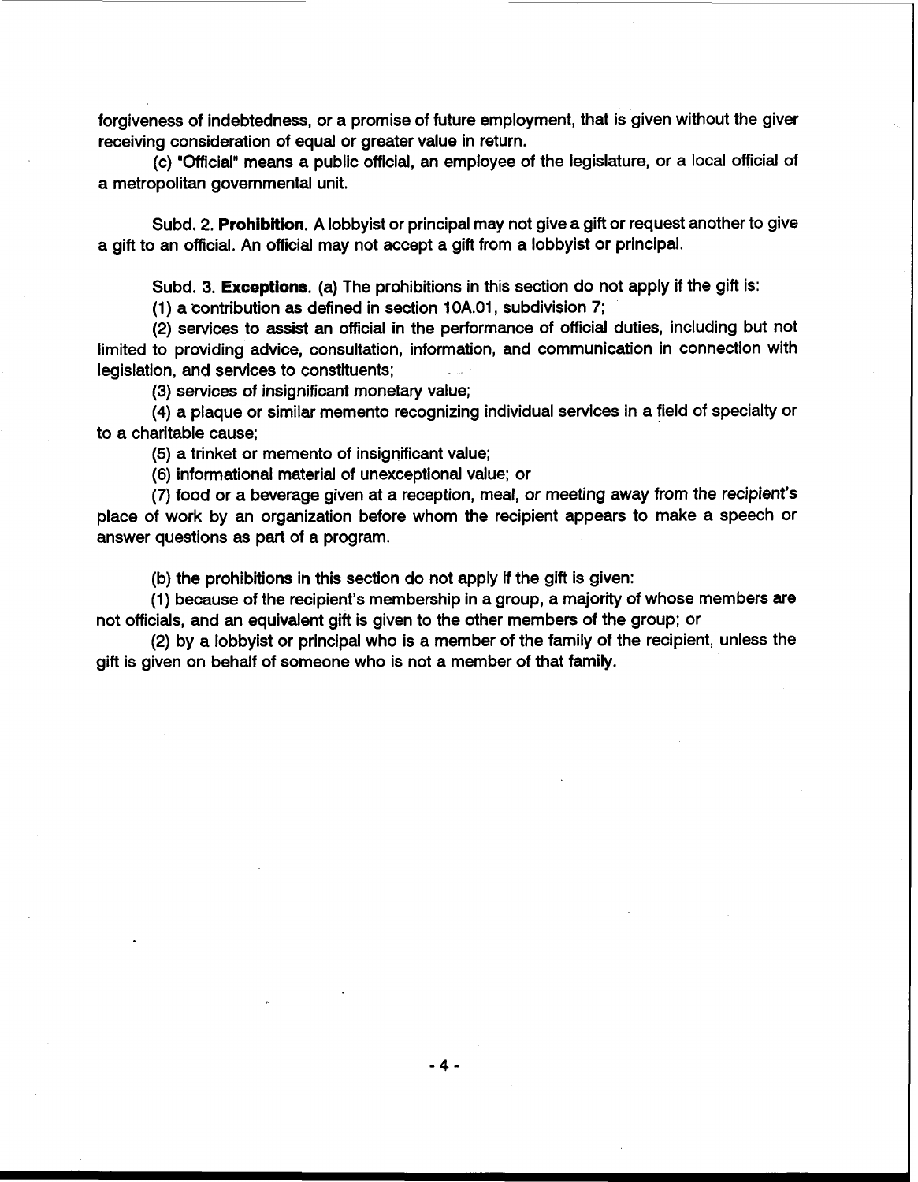forgiveness of indebtedness, or a promise of future employment, that is given without the giver receiving consideration of equal or greater value in return.

(c) "Official" means a public official, an employee of the legislature, or a local official of a metropolitan governmental unit.

Subd. 2. **Prohibition.** A lobbyist or principal may not give a gift or request another to give a gift to an official. An official may not accept a gift from a lobbyist or principal.

Subd. 3. **Exceptions.** (a) The prohibitions in this section do not apply if the gift is:

(1) a contribution as defined in section 10A.01, subdivision 7;

(2) services to assist an official in the performance of official duties, including but not limited to providing advice, consultation, information, and communication in connection with legislation, and services to constituents;

(3) services of insignificant monetary value;

(4) a plaque or similar memento recognizing individual services in a field of specialty or to a charitable cause;

(5) a trinket or memento of insignificant value;

(6) informational material of unexceptional value; or

(7) food or a beverage given at a reception, meal, or meeting away from the recipient's place of work by an organization before whom the recipient appears to make a speech or answer questions as part of a program.

(b) the prohibitions in this section do not apply if the gift is given:

(1) because of the recipient's membership in a group, a majority of whose members are not officials, and an equivalent gift is given to the other members of the group; or

(2) by a lobbyist or principal who is a member of the family of the recipient, unless the gift is given on behalf of someone who is not a member of that family.